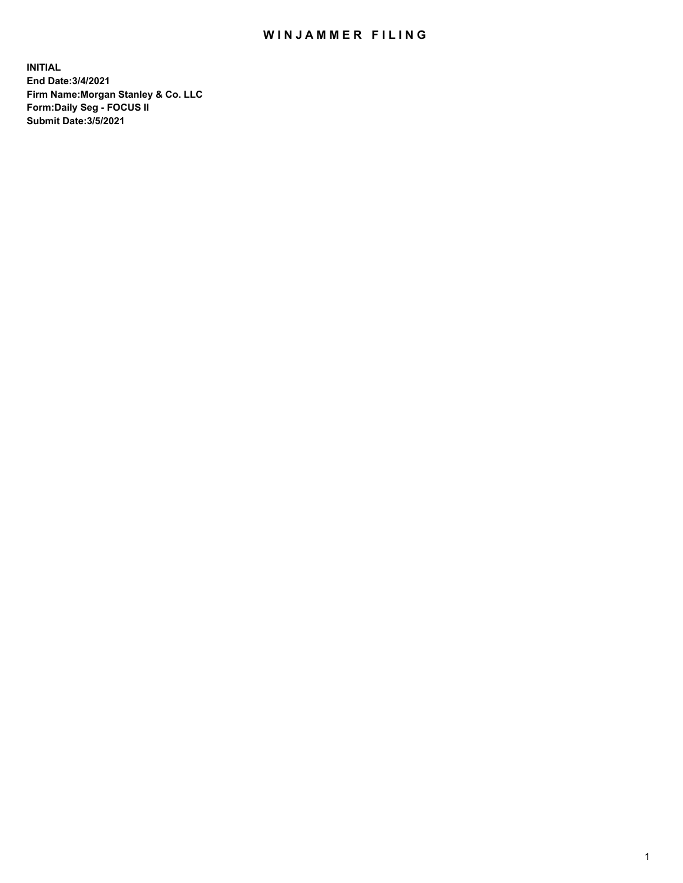# WINJAMMER FILING

**INITIAL**
**End Date:3/4/2021**
**Firm Name:Morgan Stanley & Co. LLC**
**Form:Daily Seg - FOCUS II**
**Submit Date:3/5/2021**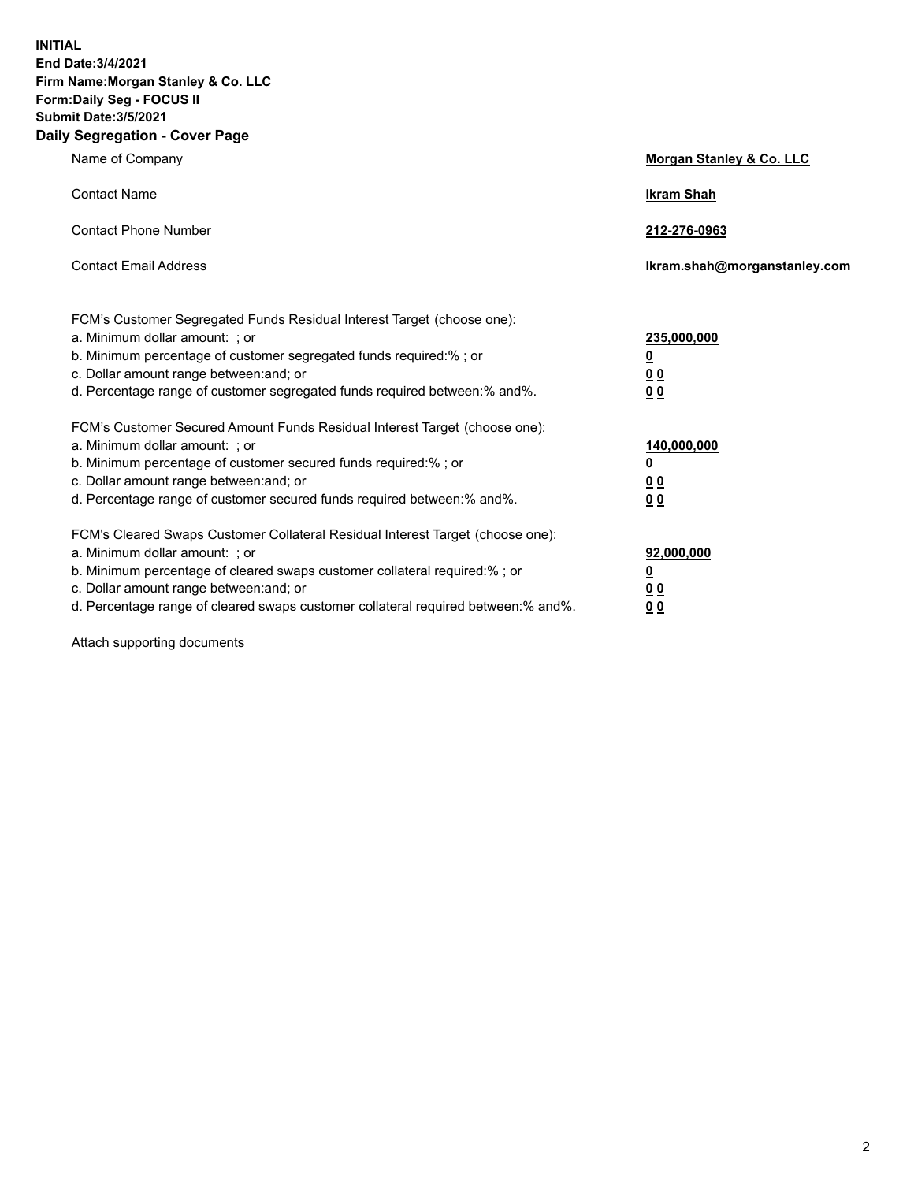**INITIAL**
**End Date:3/4/2021**
**Firm Name:Morgan Stanley & Co. LLC**
**Form:Daily Seg - FOCUS II**
**Submit Date:3/5/2021**

## Daily Segregation - Cover Page

| | |
|---|---|
| Name of Company | **Morgan Stanley & Co. LLC** |
| Contact Name | **Ikram Shah** |
| Contact Phone Number | **212-276-0963** |
| Contact Email Address | **Ikram.shah@morganstanley.com** |

| | |
|---|---|
| FCM's Customer Segregated Funds Residual Interest Target (choose one): | |
| a. Minimum dollar amount: ; or | **235,000,000** |
| b. Minimum percentage of customer segregated funds required:% ; or | **0** |
| c. Dollar amount range between:and; or | **0 0** |
| d. Percentage range of customer segregated funds required between:% and%. | **0 0** |
| FCM's Customer Secured Amount Funds Residual Interest Target (choose one): | |
| a. Minimum dollar amount: ; or | **140,000,000** |
| b. Minimum percentage of customer secured funds required:% ; or | **0** |
| c. Dollar amount range between:and; or | **0 0** |
| d. Percentage range of customer secured funds required between:% and%. | **0 0** |
| FCM's Cleared Swaps Customer Collateral Residual Interest Target (choose one): | |
| a. Minimum dollar amount: ; or | **92,000,000** |
| b. Minimum percentage of cleared swaps customer collateral required:% ; or | **0** |
| c. Dollar amount range between:and; or | **0 0** |
| d. Percentage range of cleared swaps customer collateral required between:% and%. | **0 0** |

Attach supporting documents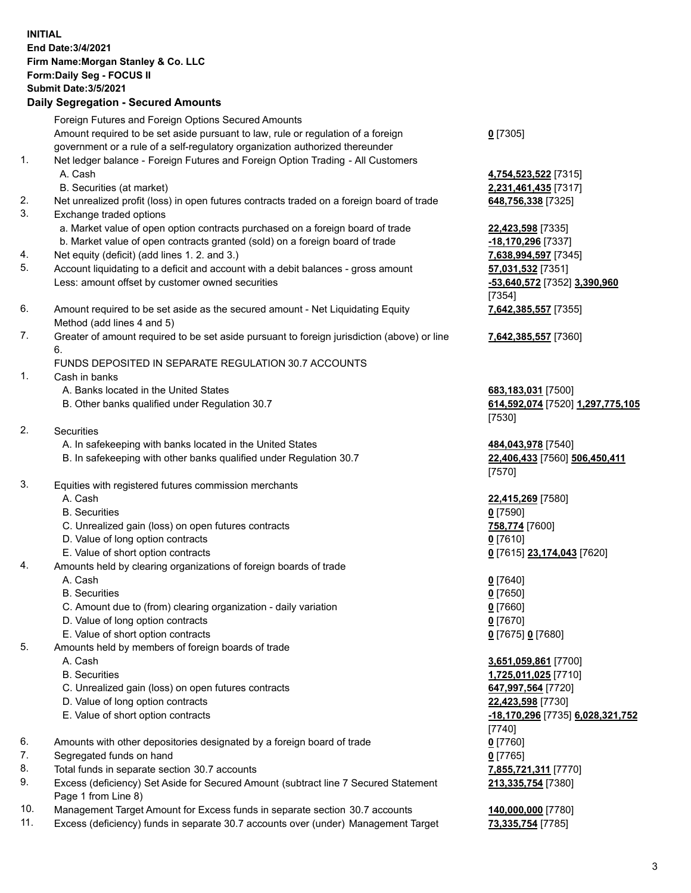**INITIAL**
**End Date:3/4/2021**
**Firm Name:Morgan Stanley & Co. LLC**
**Form:Daily Seg - FOCUS II**
**Submit Date:3/5/2021**

## Daily Segregation - Secured Amounts

| | | |
|---|---|---|
| | Foreign Futures and Foreign Options Secured Amounts | |
| | Amount required to be set aside pursuant to law, rule or regulation of a foreign government or a rule of a self-regulatory organization authorized thereunder | **0** [7305] |
| 1. | Net ledger balance - Foreign Futures and Foreign Option Trading - All Customers | |
| | A. Cash | **4,754,523,522** [7315] |
| | B. Securities (at market) | **2,231,461,435** [7317] |
| 2. | Net unrealized profit (loss) in open futures contracts traded on a foreign board of trade | **648,756,338** [7325] |
| 3. | Exchange traded options | |
| | a. Market value of open option contracts purchased on a foreign board of trade | **22,423,598** [7335] |
| | b. Market value of open contracts granted (sold) on a foreign board of trade | **-18,170,296** [7337] |
| 4. | Net equity (deficit) (add lines 1. 2. and 3.) | **7,638,994,597** [7345] |
| 5. | Account liquidating to a deficit and account with a debit balances - gross amount | **57,031,532** [7351] |
| | Less: amount offset by customer owned securities | **-53,640,572** [7352] **3,390,960** [7354] |
| 6. | Amount required to be set aside as the secured amount - Net Liquidating Equity Method (add lines 4 and 5) | **7,642,385,557** [7355] |
| 7. | Greater of amount required to be set aside pursuant to foreign jurisdiction (above) or line 6. | **7,642,385,557** [7360] |
| | FUNDS DEPOSITED IN SEPARATE REGULATION 30.7 ACCOUNTS | |
| 1. | Cash in banks | |
| | A. Banks located in the United States | **683,183,031** [7500] |
| | B. Other banks qualified under Regulation 30.7 | **614,592,074** [7520] **1,297,775,105** [7530] |
| 2. | Securities | |
| | A. In safekeeping with banks located in the United States | **484,043,978** [7540] |
| | B. In safekeeping with other banks qualified under Regulation 30.7 | **22,406,433** [7560] **506,450,411** [7570] |
| 3. | Equities with registered futures commission merchants | |
| | A. Cash | **22,415,269** [7580] |
| | B. Securities | **0** [7590] |
| | C. Unrealized gain (loss) on open futures contracts | **758,774** [7600] |
| | D. Value of long option contracts | **0** [7610] |
| | E. Value of short option contracts | **0** [7615] **23,174,043** [7620] |
| 4. | Amounts held by clearing organizations of foreign boards of trade | |
| | A. Cash | **0** [7640] |
| | B. Securities | **0** [7650] |
| | C. Amount due to (from) clearing organization - daily variation | **0** [7660] |
| | D. Value of long option contracts | **0** [7670] |
| | E. Value of short option contracts | **0** [7675] **0** [7680] |
| 5. | Amounts held by members of foreign boards of trade | |
| | A. Cash | **3,651,059,861** [7700] |
| | B. Securities | **1,725,011,025** [7710] |
| | C. Unrealized gain (loss) on open futures contracts | **647,997,564** [7720] |
| | D. Value of long option contracts | **22,423,598** [7730] |
| | E. Value of short option contracts | **-18,170,296** [7735] **6,028,321,752** [7740] |
| 6. | Amounts with other depositories designated by a foreign board of trade | **0** [7760] |
| 7. | Segregated funds on hand | **0** [7765] |
| 8. | Total funds in separate section 30.7 accounts | **7,855,721,311** [7770] |
| 9. | Excess (deficiency) Set Aside for Secured Amount (subtract line 7 Secured Statement Page 1 from Line 8) | **213,335,754** [7380] |
| 10. | Management Target Amount for Excess funds in separate section 30.7 accounts | **140,000,000** [7780] |
| 11. | Excess (deficiency) funds in separate 30.7 accounts over (under) Management Target | **73,335,754** [7785] |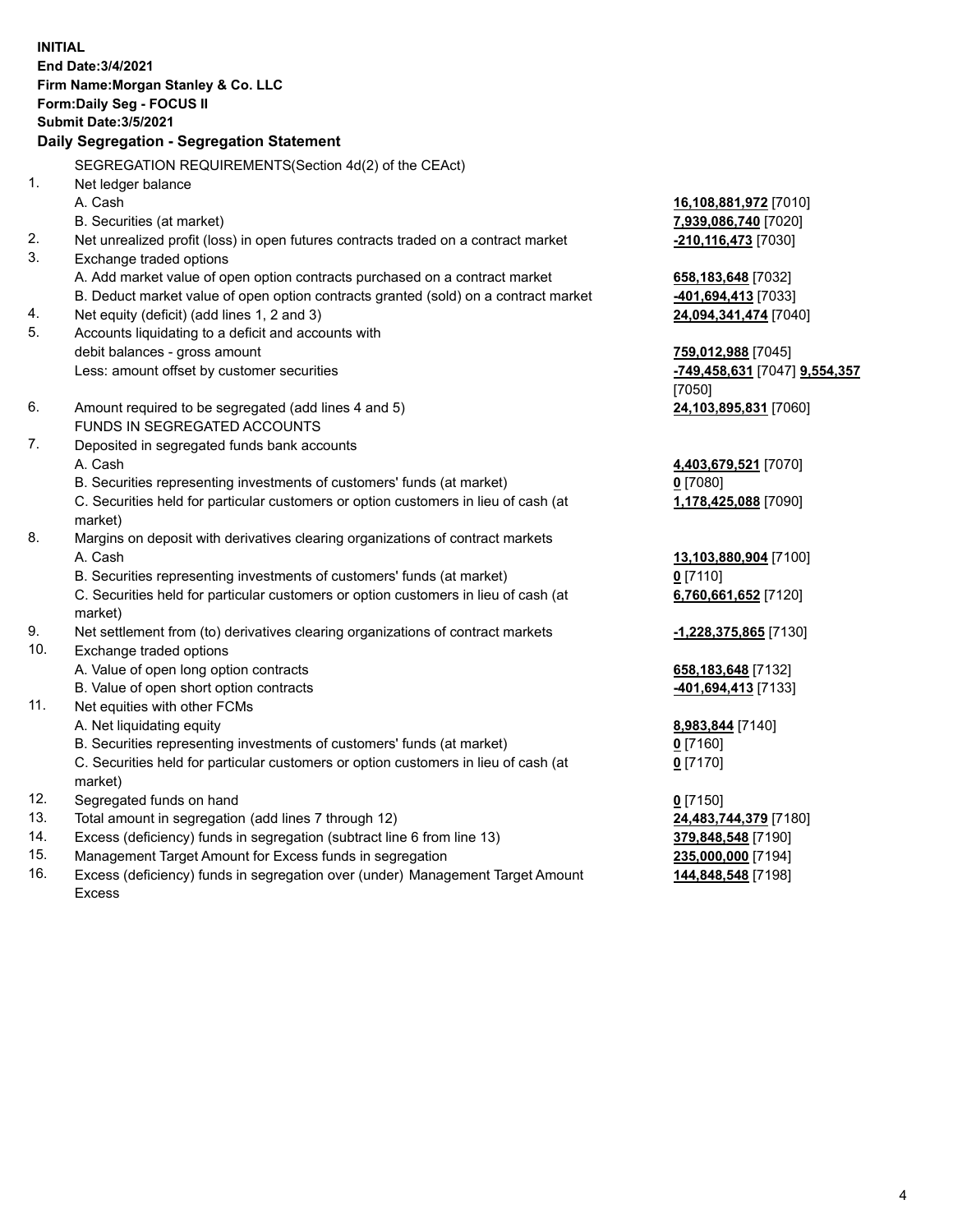**INITIAL**
**End Date:3/4/2021**
**Firm Name:Morgan Stanley & Co. LLC**
**Form:Daily Seg - FOCUS II**
**Submit Date:3/5/2021**

## Daily Segregation - Segregation Statement

SEGREGATION REQUIREMENTS(Section 4d(2) of the CEAct)

| | | |
|---|---|---|
| 1. | Net ledger balance | |
| | A. Cash | **16,108,881,972** [7010] |
| | B. Securities (at market) | **7,939,086,740** [7020] |
| 2. | Net unrealized profit (loss) in open futures contracts traded on a contract market | **-210,116,473** [7030] |
| 3. | Exchange traded options | |
| | A. Add market value of open option contracts purchased on a contract market | **658,183,648** [7032] |
| | B. Deduct market value of open option contracts granted (sold) on a contract market | **-401,694,413** [7033] |
| 4. | Net equity (deficit) (add lines 1, 2 and 3) | **24,094,341,474** [7040] |
| 5. | Accounts liquidating to a deficit and accounts with debit balances - gross amount | **759,012,988** [7045] |
| | Less: amount offset by customer securities | **-749,458,631** [7047] **9,554,357** [7050] |
| 6. | Amount required to be segregated (add lines 4 and 5) | **24,103,895,831** [7060] |
| | FUNDS IN SEGREGATED ACCOUNTS | |
| 7. | Deposited in segregated funds bank accounts | |
| | A. Cash | **4,403,679,521** [7070] |
| | B. Securities representing investments of customers' funds (at market) | **0** [7080] |
| | C. Securities held for particular customers or option customers in lieu of cash (at market) | **1,178,425,088** [7090] |
| 8. | Margins on deposit with derivatives clearing organizations of contract markets | |
| | A. Cash | **13,103,880,904** [7100] |
| | B. Securities representing investments of customers' funds (at market) | **0** [7110] |
| | C. Securities held for particular customers or option customers in lieu of cash (at market) | **6,760,661,652** [7120] |
| 9. | Net settlement from (to) derivatives clearing organizations of contract markets | **-1,228,375,865** [7130] |
| 10. | Exchange traded options | |
| | A. Value of open long option contracts | **658,183,648** [7132] |
| | B. Value of open short option contracts | **-401,694,413** [7133] |
| 11. | Net equities with other FCMs | |
| | A. Net liquidating equity | **8,983,844** [7140] |
| | B. Securities representing investments of customers' funds (at market) | **0** [7160] |
| | C. Securities held for particular customers or option customers in lieu of cash (at market) | **0** [7170] |
| 12. | Segregated funds on hand | **0** [7150] |
| 13. | Total amount in segregation (add lines 7 through 12) | **24,483,744,379** [7180] |
| 14. | Excess (deficiency) funds in segregation (subtract line 6 from line 13) | **379,848,548** [7190] |
| 15. | Management Target Amount for Excess funds in segregation | **235,000,000** [7194] |
| 16. | Excess (deficiency) funds in segregation over (under) Management Target Amount Excess | **144,848,548** [7198] |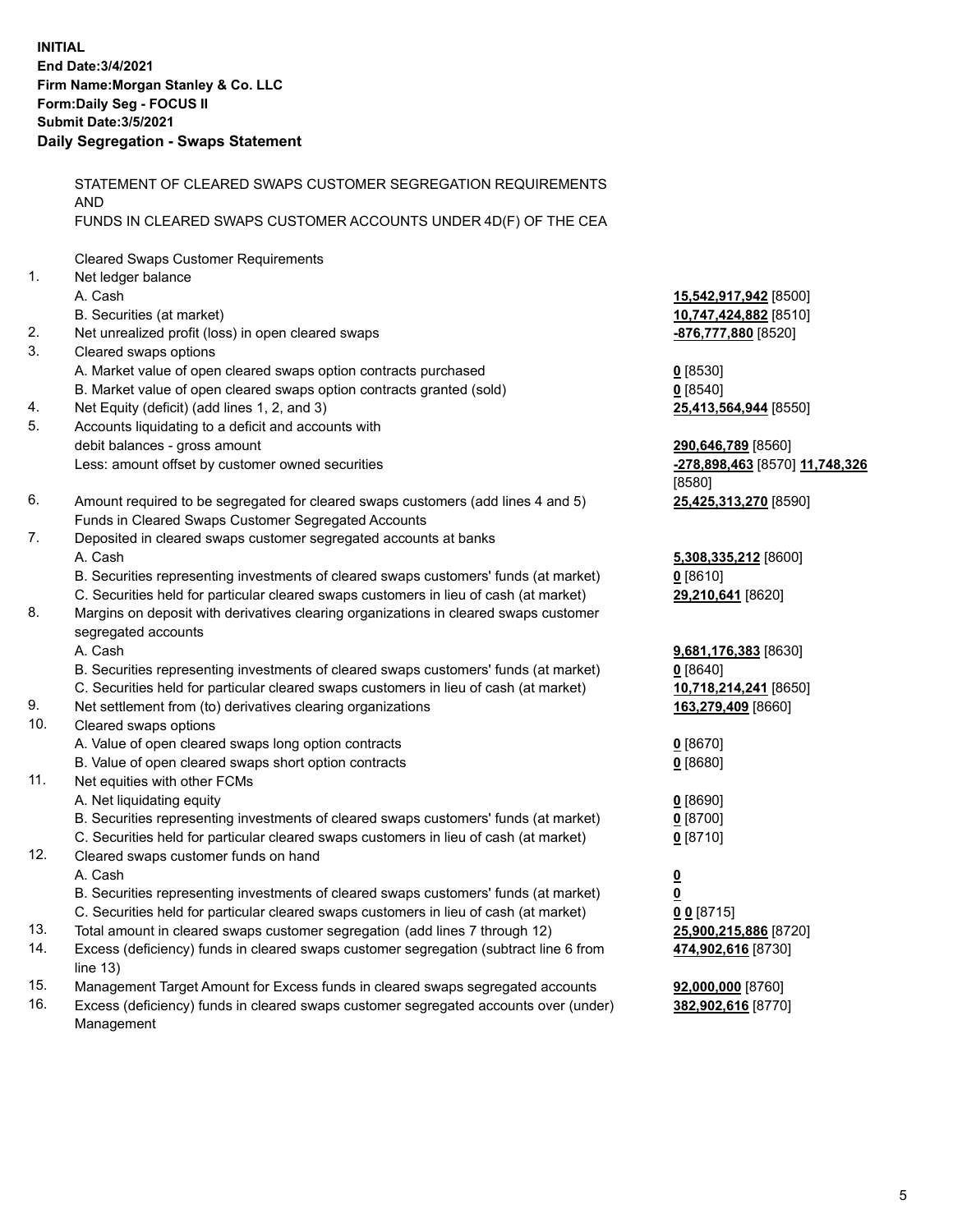**INITIAL**
**End Date:3/4/2021**
**Firm Name:Morgan Stanley & Co. LLC**
**Form:Daily Seg - FOCUS II**
**Submit Date:3/5/2021**
**Daily Segregation - Swaps Statement**

STATEMENT OF CLEARED SWAPS CUSTOMER SEGREGATION REQUIREMENTS AND
FUNDS IN CLEARED SWAPS CUSTOMER ACCOUNTS UNDER 4D(F) OF THE CEA

| | | |
|---|---|---|
| | Cleared Swaps Customer Requirements | |
| 1. | Net ledger balance | |
| | A. Cash | **15,542,917,942** [8500] |
| | B. Securities (at market) | **10,747,424,882** [8510] |
| 2. | Net unrealized profit (loss) in open cleared swaps | **-876,777,880** [8520] |
| 3. | Cleared swaps options | |
| | A. Market value of open cleared swaps option contracts purchased | **0** [8530] |
| | B. Market value of open cleared swaps option contracts granted (sold) | **0** [8540] |
| 4. | Net Equity (deficit) (add lines 1, 2, and 3) | **25,413,564,944** [8550] |
| 5. | Accounts liquidating to a deficit and accounts with | |
| | debit balances - gross amount | **290,646,789** [8560] |
| | Less: amount offset by customer owned securities | **-278,898,463** [8570] **11,748,326** [8580] |
| 6. | Amount required to be segregated for cleared swaps customers (add lines 4 and 5) | **25,425,313,270** [8590] |
| | Funds in Cleared Swaps Customer Segregated Accounts | |
| 7. | Deposited in cleared swaps customer segregated accounts at banks | |
| | A. Cash | **5,308,335,212** [8600] |
| | B. Securities representing investments of cleared swaps customers' funds (at market) | **0** [8610] |
| | C. Securities held for particular cleared swaps customers in lieu of cash (at market) | **29,210,641** [8620] |
| 8. | Margins on deposit with derivatives clearing organizations in cleared swaps customer segregated accounts | |
| | A. Cash | **9,681,176,383** [8630] |
| | B. Securities representing investments of cleared swaps customers' funds (at market) | **0** [8640] |
| | C. Securities held for particular cleared swaps customers in lieu of cash (at market) | **10,718,214,241** [8650] |
| 9. | Net settlement from (to) derivatives clearing organizations | **163,279,409** [8660] |
| 10. | Cleared swaps options | |
| | A. Value of open cleared swaps long option contracts | **0** [8670] |
| | B. Value of open cleared swaps short option contracts | **0** [8680] |
| 11. | Net equities with other FCMs | |
| | A. Net liquidating equity | **0** [8690] |
| | B. Securities representing investments of cleared swaps customers' funds (at market) | **0** [8700] |
| | C. Securities held for particular cleared swaps customers in lieu of cash (at market) | **0** [8710] |
| 12. | Cleared swaps customer funds on hand | |
| | A. Cash | **0** |
| | B. Securities representing investments of cleared swaps customers' funds (at market) | **0** |
| | C. Securities held for particular cleared swaps customers in lieu of cash (at market) | **0** **0** [8715] |
| 13. | Total amount in cleared swaps customer segregation (add lines 7 through 12) | **25,900,215,886** [8720] |
| 14. | Excess (deficiency) funds in cleared swaps customer segregation (subtract line 6 from line 13) | **474,902,616** [8730] |
| 15. | Management Target Amount for Excess funds in cleared swaps segregated accounts | **92,000,000** [8760] |
| 16. | Excess (deficiency) funds in cleared swaps customer segregated accounts over (under) Management | **382,902,616** [8770] |